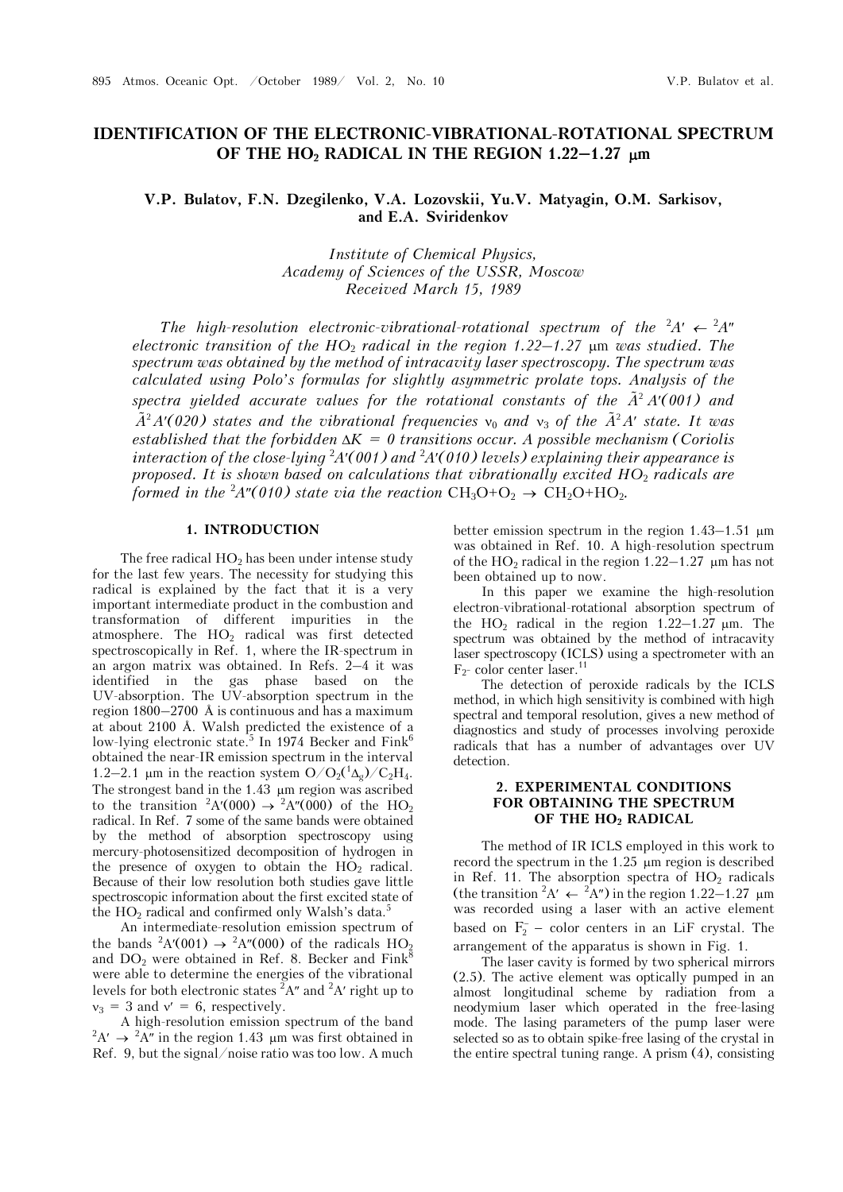# IDENTIFICATION OF THE ELECTRONIC-VIBRATIONAL-ROTATIONAL SPECTRUM OF THE $HO_2$ RADICAL IN THE REGION 1.22–1.27 μm

**V.P. Bulatov, F.N. Dzegilenko, V.A. Lozovskii, Yu.V. Matyagin, O.M. Sarkisov, and E.A. Sviridenkov**

*Institute of Chemical Physics, Academy of Sciences of the USSR, Moscow*
*Received March 15, 1989*

*The high-resolution electronic-vibrational-rotational spectrum of the $^2A' \leftarrow {}^2A''$ electronic transition of the $HO_2$ radical in the region 1.22–1.27 μm was studied. The spectrum was obtained by the method of intracavity laser spectroscopy. The spectrum was calculated using Polo's formulas for slightly asymmetric prolate tops. Analysis of the spectra yielded accurate values for the rotational constants of the $\tilde{A}^2A'(001)$ and $\tilde{A}^2A'(020)$ states and the vibrational frequencies $\nu_0$ and $\nu_3$ of the $\tilde{A}^2A'$ state. It was established that the forbidden $\Delta K = 0$ transitions occur. A possible mechanism (Coriolis interaction of the close-lying $^2A'(001)$ and $^2A'(010)$ levels) explaining their appearance is proposed. It is shown based on calculations that vibrationally excited $HO_2$ radicals are formed in the $^2A''(010)$ state via the reaction $CH_3O+O_2 \rightarrow CH_2O+HO_2$.*

## 1. INTRODUCTION

The free radical $HO_2$ has been under intense study for the last few years. The necessity for studying this radical is explained by the fact that it is a very important intermediate product in the combustion and transformation of different impurities in the atmosphere. The $HO_2$ radical was first detected spectroscopically in Ref. 1, where the IR-spectrum in an argon matrix was obtained. In Refs. 2–4 it was identified in the gas phase based on the UV-absorption. The UV-absorption spectrum in the region 1800–2700 Å is continuous and has a maximum at about 2100 Å. Walsh predicted the existence of a low-lying electronic state.[5] In 1974 Becker and Fink[6] obtained the near-IR emission spectrum in the interval 1.2–2.1 μm in the reaction system $O/O_2(^1\Delta_g)/C_2H_4$. The strongest band in the 1.43 μm region was ascribed to the transition $^2A'(000) \rightarrow {}^2A''(000)$ of the $HO_2$ radical. In Ref. 7 some of the same bands were obtained by the method of absorption spectroscopy using mercury-photosensitized decomposition of hydrogen in the presence of oxygen to obtain the $HO_2$ radical. Because of their low resolution both studies gave little spectroscopic information about the first excited state of the $HO_2$ radical and confirmed only Walsh's data.[5]

An intermediate-resolution emission spectrum of the bands $^2A'(001) \rightarrow {}^2A''(000)$ of the radicals $HO_2$ and $DO_2$ were obtained in Ref. 8. Becker and Fink[8] were able to determine the energies of the vibrational levels for both electronic states $^2A''$ and $^2A'$ right up to $\nu_3 = 3$ and $v' = 6$, respectively.

A high-resolution emission spectrum of the band $^2A' \rightarrow {}^2A''$ in the region 1.43 μm was first obtained in Ref. 9, but the signal/noise ratio was too low. A much better emission spectrum in the region 1.43–1.51 μm was obtained in Ref. 10. A high-resolution spectrum of the $HO_2$ radical in the region 1.22–1.27 μm has not been obtained up to now.

In this paper we examine the high-resolution electron-vibrational-rotational absorption spectrum of the $HO_2$ radical in the region 1.22–1.27 μm. The spectrum was obtained by the method of intracavity laser spectroscopy (ICLS) using a spectrometer with an $F_2$- color center laser.[11]

The detection of peroxide radicals by the ICLS method, in which high sensitivity is combined with high spectral and temporal resolution, gives a new method of diagnostics and study of processes involving peroxide radicals that has a number of advantages over UV detection.

## 2. EXPERIMENTAL CONDITIONS FOR OBTAINING THE SPECTRUM OF THE $HO_2$ RADICAL

The method of IR ICLS employed in this work to record the spectrum in the 1.25 μm region is described in Ref. 11. The absorption spectra of $HO_2$ radicals (the transition $^2A' \leftarrow {}^2A''$) in the region 1.22–1.27 μm was recorded using a laser with an active element based on $F_2^-$ – color centers in an LiF crystal. The arrangement of the apparatus is shown in Fig. 1.

The laser cavity is formed by two spherical mirrors (2.5). The active element was optically pumped in an almost longitudinal scheme by radiation from a neodymium laser which operated in the free-lasing mode. The lasing parameters of the pump laser were selected so as to obtain spike-free lasing of the crystal in the entire spectral tuning range. A prism (4), consisting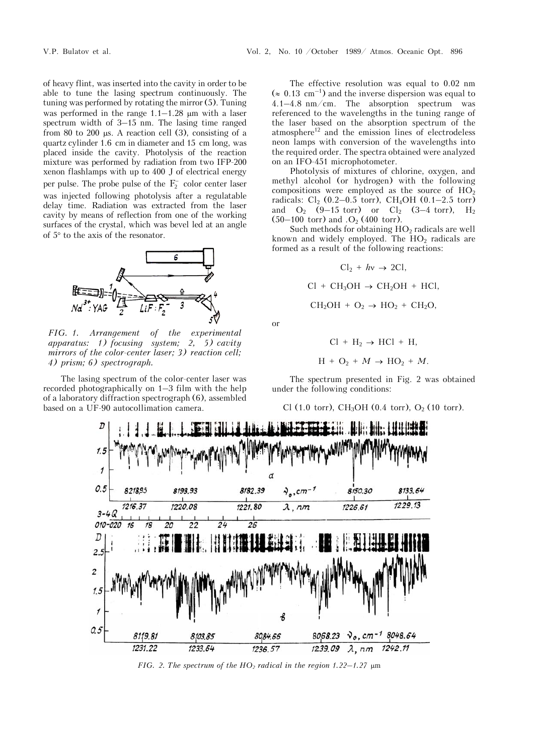of heavy flint, was inserted into the cavity in order to be able to tune the lasing spectrum continuously. The tuning was performed by rotating the mirror (5). Tuning was performed in the range 1.1–1.28 μm with a laser spectrum width of 3–15 nm. The lasing time ranged from 80 to 200 μs. A reaction cell (3), consisting of a quartz cylinder 1.6 cm in diameter and 15 cm long, was placed inside the cavity. Photolysis of the reaction mixture was performed by radiation from two IFP-200 xenon flashlamps with up to 400 J of electrical energy per pulse. The probe pulse of the $F_2^-$ color center laser was injected following photolysis after a regulatable delay time. Radiation was extracted from the laser cavity by means of reflection from one of the working surfaces of the crystal, which was bevel led at an angle of 5° to the axis of the resonator.

*FIG. 1. Arrangement of the experimental apparatus: 1) focusing system; 2, 5) cavity mirrors of the color-center laser; 3) reaction cell; 4) prism; 6) spectrograph.*

The lasing spectrum of the color-center laser was recorded photographically on 1–3 film with the help of a laboratory diffraction spectrograph (6), assembled based on a UF-90 autocollimation camera.

The effective resolution was equal to 0.02 nm ($\approx$ 0.13 $cm^{-1}$) and the inverse dispersion was equal to 4.1–4.8 nm/cm. The absorption spectrum was referenced to the wavelengths in the tuning range of the laser based on the absorption spectrum of the atmosphere[12] and the emission lines of electrodeless neon lamps with conversion of the wavelengths into the required order. The spectra obtained were analyzed on an IFO-451 microphotometer.

Photolysis of mixtures of chlorine, oxygen, and methyl alcohol (or hydrogen) with the following compositions were employed as the source of $HO_2$ radicals: $Cl_2$ (0.2–0.5 torr), $CH_4OH$ (0.1–2.5 torr) and $O_2$ (9–15 torr) or $Cl_2$ (3–4 torr), $H_2$ (50–100 torr) and $O_2$ (400 torr).

Such methods for obtaining $HO_2$ radicals are well known and widely employed. The $HO_2$ radicals are formed as a result of the following reactions:

$$Cl_2 + h\nu \rightarrow 2Cl,$$

$$Cl + CH_3OH \rightarrow CH_2OH + HCl,$$

$$CH_2OH + O_2 \rightarrow HO_2 + CH_2O,$$

or

$$Cl + H_2 \rightarrow HCl + H,$$

$$H + O_2 + M \rightarrow HO_2 + M.$$

The spectrum presented in Fig. 2 was obtained under the following conditions:

Cl (1.0 torr), $CH_3OH$ (0.4 torr), $O_2$ (10 torr).

*FIG. 2. The spectrum of the $HO_2$ radical in the region 1.22–1.27 μm*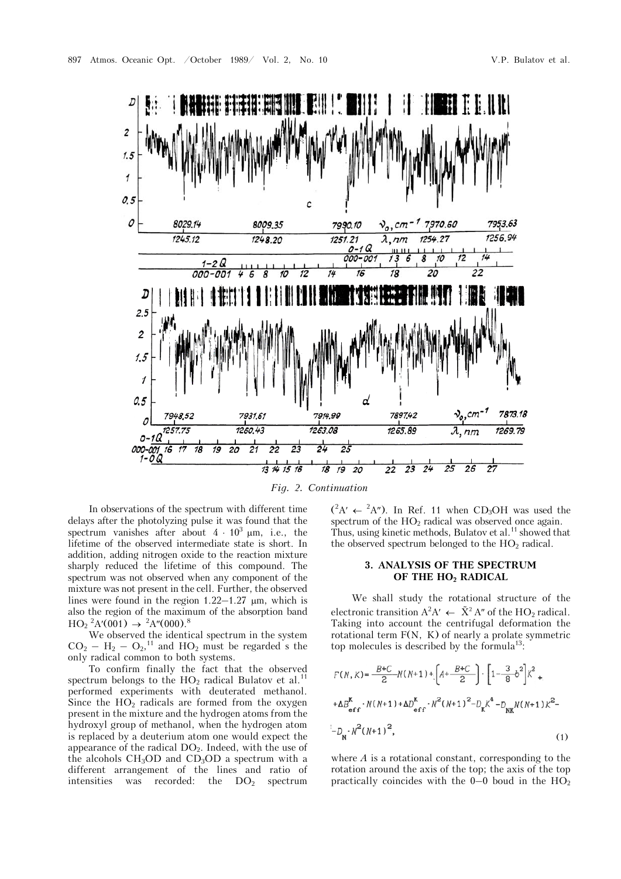*Fig. 2. Continuation*

In observations of the spectrum with different time delays after the photolyzing pulse it was found that the spectrum vanishes after about $4 \cdot 10^3$ μm, i.e., the lifetime of the observed intermediate state is short. In addition, adding nitrogen oxide to the reaction mixture sharply reduced the lifetime of this compound. The spectrum was not observed when any component of the mixture was not present in the cell. Further, the observed lines were found in the region 1.22–1.27 μm, which is also the region of the maximum of the absorption band $HO_2$ $^2A'(001) \rightarrow {}^2A''(000)$.[8]

We observed the identical spectrum in the system $CO_2 - H_2 - O_2$,[11] and $HO_2$ must be regarded s the only radical common to both systems.

To confirm finally the fact that the observed spectrum belongs to the $HO_2$ radical Bulatov et al.[11] performed experiments with deuterated methanol. Since the $HO_2$ radicals are formed from the oxygen present in the mixture and the hydrogen atoms from the hydroxyl group of methanol, when the hydrogen atom is replaced by a deuterium atom one would expect the appearance of the radical $DO_2$. Indeed, with the use of the alcohols $CH_3OD$ and $CD_3OD$ a spectrum with a different arrangement of the lines and ratio of intensities was recorded: the $DO_2$ spectrum $(^2A' \leftarrow {}^2A'')$. In Ref. 11 when $CD_3OH$ was used the spectrum of the $HO_2$ radical was observed once again. Thus, using kinetic methods, Bulatov et al.[11] showed that the observed spectrum belonged to the $HO_2$ radical.

## 3. ANALYSIS OF THE SPECTRUM OF THE $HO_2$ RADICAL

We shall study the rotational structure of the electronic transition $A^2A' \leftarrow \tilde{X}^2A''$ of the $HO_2$ radical. Taking into account the centrifugal deformation the rotational term $F(N, K)$ of nearly a prolate symmetric top molecules is described by the formula[13]:

$$F(N,K) = \frac{B+C}{2} N(N+1) + \left[A + \frac{B+C}{2}\right] \cdot \left[1 - \frac{3}{8}b^2\right] K^2 + \Delta B^K_{eff} \cdot N(N+1) + \Delta D^K_{eff} \cdot N^2(N+1)^2 - D_K K^4 - D_{NK} N(N+1) K^2 - D_N \cdot N^2(N+1)^2, \tag{1}$$

where $A$ is a rotational constant, corresponding to the rotation around the axis of the top; the axis of the top practically coincides with the 0–0 boud in the $HO_2$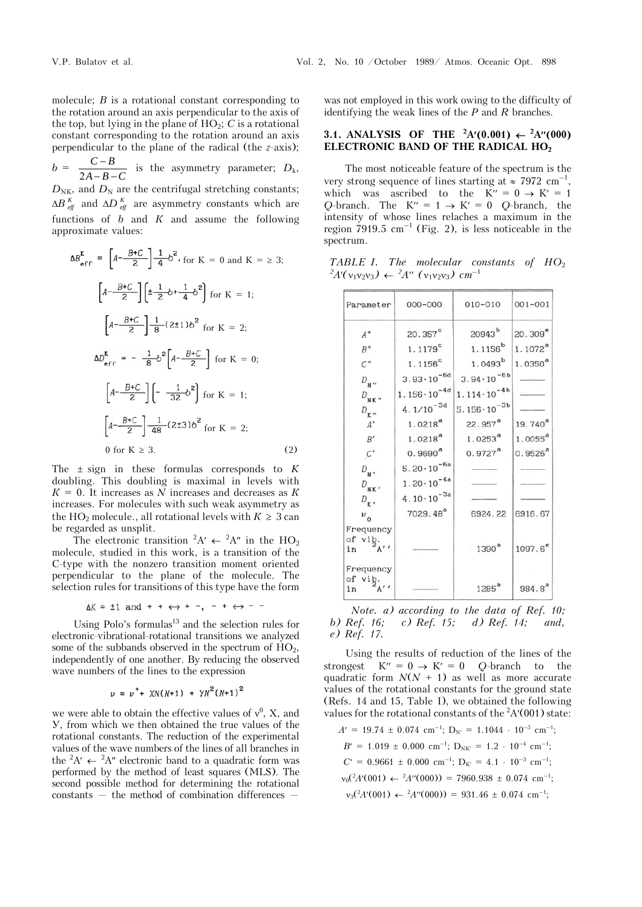molecule; $B$ is a rotational constant corresponding to the rotation around an axis perpendicular to the axis of the top, but lying in the plane of $HO_2$; $C$ is a rotational constant corresponding to the rotation around an axis perpendicular to the plane of the radical (the $z$-axis); $b = \dfrac{C-B}{2A-B-C}$ is the asymmetry parameter; $D_k$, $D_{NK}$, and $D_N$ are the centrifugal stretching constants; $\Delta B_{eff}^{K}$ and $\Delta D_{eff}^{K}$ are asymmetry constants which are functions of $b$ and $K$ and assume the following approximate values:

$$\Delta B_{eff}^{K} = \left[A - \frac{B+C}{2}\right]\frac{1}{4}b^2, \text{ for } K = 0 \text{ and } K = \geq 3;$$

$$\left[A - \frac{B+C}{2}\right]\left[\pm\frac{1}{2}b + \frac{1}{4}b^2\right] \text{ for } K = 1;$$

$$\left[A - \frac{B+C}{2}\right]\frac{1}{8}(2\pm 1)b^2 \text{ for } K = 2;$$

$$\Delta D_{eff}^{K} = -\frac{1}{8}b^2\left[A - \frac{B+C}{2}\right] \text{ for } K = 0;$$

$$\left[A - \frac{B+C}{2}\right]\left[-\frac{1}{32}b^2\right] \text{ for } K = 1;$$

$$\left[A - \frac{B+C}{2}\right]\frac{1}{48}(2\pm 3)b^2 \text{ for } K = 2;$$

$$0 \text{ for } K \geq 3. \qquad (2)$$

The $\pm$ sign in these formulas corresponds to $K$ doubling. This doubling is maximal in levels with $K = 0$. It increases as $N$ increases and decreases as $K$ increases. For molecules with such weak asymmetry as the $HO_2$ molecule., all rotational levels with $K \geq 3$ can be regarded as unsplit.

The electronic transition $^2A' \leftarrow {}^2A''$ in the $HO_2$ molecule, studied in this work, is a transition of the C-type with the nonzero transition moment oriented perpendicular to the plane of the molecule. The selection rules for transitions of this type have the form

$$\Delta K = \pm 1 \text{ and } + + \leftrightarrow + -, \; - + \leftrightarrow - -$$

Using Polo's formulas[13] and the selection rules for electronic-vibrational-rotational transitions we analyzed some of the subbands observed in the spectrum of $HO_2$, independently of one another. By reducing the observed wave numbers of the lines to the expression

$$\nu = \nu^0 + XN(N+1) + YN^2(N+1)^2$$

we were able to obtain the effective values of $\nu^0$, X, and Y, from which we then obtained the true values of the rotational constants. The reduction of the experimental values of the wave numbers of the lines of all branches in the $^2A' \leftarrow {}^2A''$ electronic band to a quadratic form was performed by the method of least squares (MLS). The second possible method for determining the rotational constants — the method of combination differences — was not employed in this work owing to the difficulty of identifying the weak lines of the $P$ and $R$ branches.

### 3.1. ANALYSIS OF THE $^2A'(0.001) \leftarrow {}^2A''(000)$ ELECTRONIC BAND OF THE RADICAL $HO_2$

The most noticeable feature of the spectrum is the very strong sequence of lines starting at $\approx 7972$ cm$^{-1}$, which was ascribed to the $K'' = 0 \rightarrow K' = 1$ $Q$-branch. The $K'' = 1 \rightarrow K' = 0$ $Q$-branch, the intensity of whose lines relaches a maximum in the region 7919.5 cm$^{-1}$ (Fig. 2), is less noticeable in the spectrum.

*TABLE I. The molecular constants of $HO_2$ $^2A'(\nu_1\nu_2\nu_3) \leftarrow {}^2A''$ $(\nu_1\nu_2\nu_3)$ cm$^{-1}$*

| Parameter | 000–000 | 010–010 | 001–001 |
|---|---|---|---|
| $A''$ | 20.357[c] | 20943[b] | 20.309[e] |
| $B''$ | 1.1179[c] | 1.1156[b] | 1.1072[a] |
| $C''$ | 1.1156[c] | 1.0493[b] | 1.0350[a] |
| $D_{N''}$ | $3.93\cdot10^{-6d}$ | $3.94\cdot10^{-6b}$ | ——— |
| $D_{NK''}$ | $1.156\cdot10^{-4d}$ | $1.114\cdot10^{-4b}$ | ——— |
| $D_{K''}$ | $4.1/10^{-3d}$ | $5.156\cdot10^{-3b}$ | ——— |
| $A'$ | 1.0218[a] | 22.957[a] | 19.740[a] |
| $B'$ | 1.0218[a] | 1.0253[a] | 1.0055[a] |
| $C'$ | 0.9690[a] | 0.9727[a] | 0.9526[a] |
| $D_{N'}$ | $5.20\cdot10^{-6a}$ | ——— | ——— |
| $D_{NK'}$ | $1.20\cdot10^{-4a}$ | ——— | ——— |
| $D_{K'}$ | $4.10\cdot10^{-3a}$ | ——— | ——— |
| $\nu_0$ | 7029.48[e] | 6924.22 | 6916.67 |
| Frequency of vib. in $^2A''$ | ——— | 1390[a] | 1097.6[e] |
| Frequency of vib. in $^2A'$ | ——— | 1285[a] | 984.8[a] |

*Note. a) according to the data of Ref. 10; b) Ref. 16; c) Ref. 15; d) Ref. 14; and, e) Ref. 17.*

Using the results of reduction of the lines of the strongest $K'' = 0 \rightarrow K' = 0$ $Q$-branch to the quadratic form $N(N + 1)$ as well as more accurate values of the rotational constants for the ground state (Refs. 14 and 15, Table I), we obtained the following values for the rotational constants of the $^2A'(001)$ state:

$A' = 19.74 \pm 0.074$ cm$^{-1}$; $D_{N'} = 1.1044 \cdot 10^{-5}$ cm$^{-1}$;

$B' = 1.019 \pm 0.000$ cm$^{-1}$; $D_{NK'} = 1.2 \cdot 10^{-4}$ cm$^{-1}$;

$C' = 0.9661 \pm 0.000$ cm$^{-1}$; $D_{K'} = 4.1 \cdot 10^{-3}$ cm$^{-1}$;

$\nu_0(^2A'(001) \leftarrow {}^2A''(000)) = 7960.938 \pm 0.074$ cm$^{-1}$;

$\nu_3(^2A'(001) \leftarrow {}^2A''(000)) = 931.46 \pm 0.074$ cm$^{-1}$;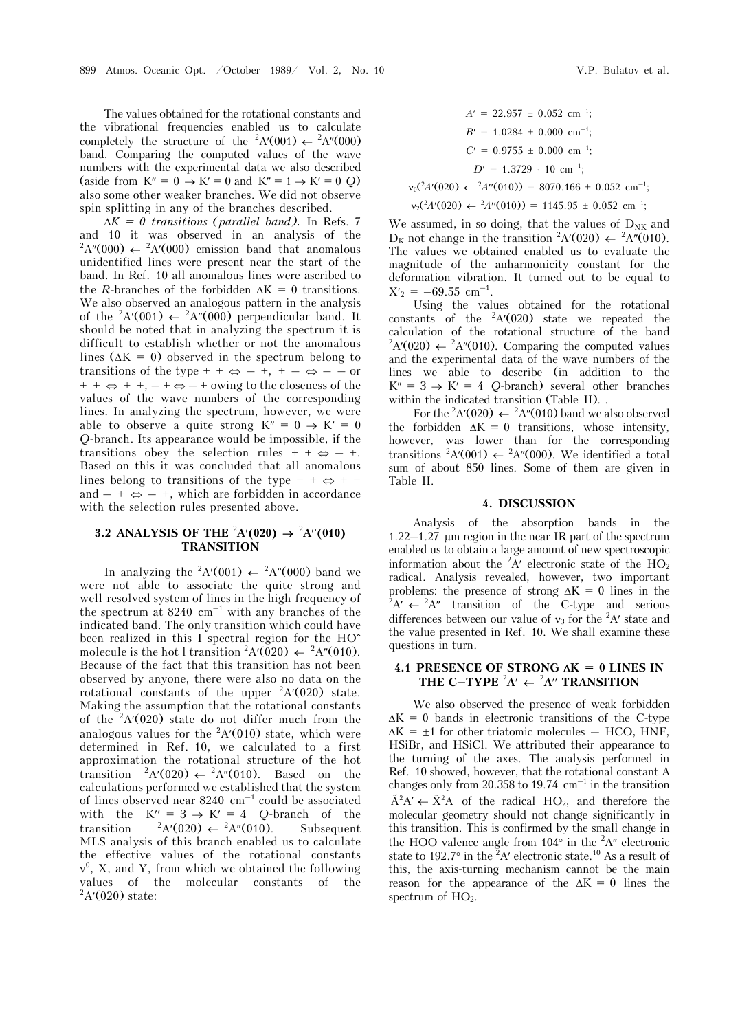The values obtained for the rotational constants and the vibrational frequencies enabled us to calculate completely the structure of the $^2A'(001) \leftarrow {}^2A''(000)$ band. Comparing the computed values of the wave numbers with the experimental data we also described (aside from $K'' = 0 \rightarrow K' = 0$ and $K'' = 1 \rightarrow K' = 0$ $Q$) also some other weaker branches. We did not observe spin splitting in any of the branches described.

*$\Delta K = 0$ transitions (parallel band).* In Refs. 7 and 10 it was observed in an analysis of the $^2A''(000) \leftarrow {}^2A'(000)$ emission band that anomalous unidentified lines were present near the start of the band. In Ref. 10 all anomalous lines were ascribed to the $R$-branches of the forbidden $\Delta K = 0$ transitions. We also observed an analogous pattern in the analysis of the $^2A'(001) \leftarrow {}^2A''(000)$ perpendicular band. It should be noted that in analyzing the spectrum it is difficult to establish whether or not the anomalous lines ($\Delta K = 0$) observed in the spectrum belong to transitions of the type $+ + \Leftrightarrow - +$, $+ - \Leftrightarrow - -$ or $+ + \Leftrightarrow + +$, $- + \Leftrightarrow - +$ owing to the closeness of the values of the wave numbers of the corresponding lines. In analyzing the spectrum, however, we were able to observe a quite strong $K'' = 0 \rightarrow K' = 0$ $Q$-branch. Its appearance would be impossible, if the transitions obey the selection rules $+ + \Leftrightarrow - +$. Based on this it was concluded that all anomalous lines belong to transitions of the type $+ + \Leftrightarrow + +$ and $- + \Leftrightarrow - +$, which are forbidden in accordance with the selection rules presented above.

### 3.2 ANALYSIS OF THE $^2A'(020) \rightarrow {}^2A''(010)$ TRANSITION

In analyzing the $^2A'(001) \leftarrow {}^2A''(000)$ band we were not able to associate the quite strong and well-resolved system of lines in the high-frequency of the spectrum at 8240 cm$^{-1}$ with any branches of the indicated band. The only transition which could have been realized in this I spectral region for the HOˆ molecule is the hot l transition $^2A'(020) \leftarrow {}^2A''(010)$. Because of the fact that this transition has not been observed by anyone, there were also no data on the rotational constants of the upper $^2A'(020)$ state. Making the assumption that the rotational constants of the $^2A'(020)$ state do not differ much from the analogous values for the $^2A'(010)$ state, which were determined in Ref. 10, we calculated to a first approximation the rotational structure of the hot transition $^2A'(020) \leftarrow {}^2A''(010)$. Based on the calculations performed we established that the system of lines observed near 8240 cm$^{-1}$ could be associated with the $K'' = 3 \rightarrow K' = 4$ $Q$-branch of the transition $^2A'(020) \leftarrow {}^2A''(010)$. Subsequent MLS analysis of this branch enabled us to calculate the effective values of the rotational constants $\nu^0$, X, and Y, from which we obtained the following values of the molecular constants of the $^2A'(020)$ state:

$$A' = 22.957 \pm 0.052 \text{ cm}^{-1};$$

$$B' = 1.0284 \pm 0.000 \text{ cm}^{-1};$$

$$C' = 0.9755 \pm 0.000 \text{ cm}^{-1};$$

$$D' = 1.3729 \cdot 10 \text{ cm}^{-1};$$

$$\nu_0({}^2A'(020) \leftarrow {}^2A''(010)) = 8070.166 \pm 0.052 \text{ cm}^{-1};$$

$$\nu_2({}^2A'(020) \leftarrow {}^2A''(010)) = 1145.95 \pm 0.052 \text{ cm}^{-1};$$

We assumed, in so doing, that the values of $D_{NK}$ and $D_K$ not change in the transition $^2A'(020) \leftarrow {}^2A''(010)$. The values we obtained enabled us to evaluate the magnitude of the anharmonicity constant for the deformation vibration. It turned out to be equal to $X'_2 = -69.55$ cm$^{-1}$.

Using the values obtained for the rotational constants of the $^2A'(020)$ state we repeated the calculation of the rotational structure of the band $^2A'(020) \leftarrow {}^2A''(010)$. Comparing the computed values and the experimental data of the wave numbers of the lines we able to describe (in addition to the $K'' = 3 \rightarrow K' = 4$ $Q$-branch) several other branches within the indicated transition (Table II). .

For the $^2A'(020) \leftarrow {}^2A''(010)$ band we also observed the forbidden $\Delta K = 0$ transitions, whose intensity, however, was lower than for the corresponding transitions $^2A'(001) \rightarrow {}^2A''(000)$. We identified a total sum of about 850 lines. Some of them are given in Table II.

## 4. DISCUSSION

Analysis of the absorption bands in the 1.22–1.27 μm region in the near-IR part of the spectrum enabled us to obtain a large amount of new spectroscopic information about the $^2A'$ electronic state of the $HO_2$ radical. Analysis revealed, however, two important problems: the presence of strong $\Delta K = 0$ lines in the $^2A' \leftarrow {}^2A''$ transition of the C-type and serious differences between our value of $\nu_3$ for the $^2A'$ state and the value presented in Ref. 10. We shall examine these questions in turn.

### 4.1 PRESENCE OF STRONG $\Delta K = 0$ LINES IN THE C–TYPE $^2A' \leftarrow {}^2A''$ TRANSITION

We also observed the presence of weak forbidden $\Delta K = 0$ bands in electronic transitions of the C-type $\Delta K = \pm 1$ for other triatomic molecules – HCO, HNF, HSiBr, and HSiCl. We attributed their appearance to the turning of the axes. The analysis performed in Ref. 10 showed, however, that the rotational constant A changes only from 20.358 to 19.74 cm$^{-1}$ in the transition $\tilde{A}^2A' \leftarrow \tilde{X}^2A$ of the radical $HO_2$, and therefore the molecular geometry should not change significantly in this transition. This is confirmed by the small change in the HOO valence angle from 104° in the $^2A''$ electronic state to 192.7° in the $^2A'$ electronic state.[10] As a result of this, the axis-turning mechanism cannot be the main reason for the appearance of the $\Delta K = 0$ lines the spectrum of $HO_2$.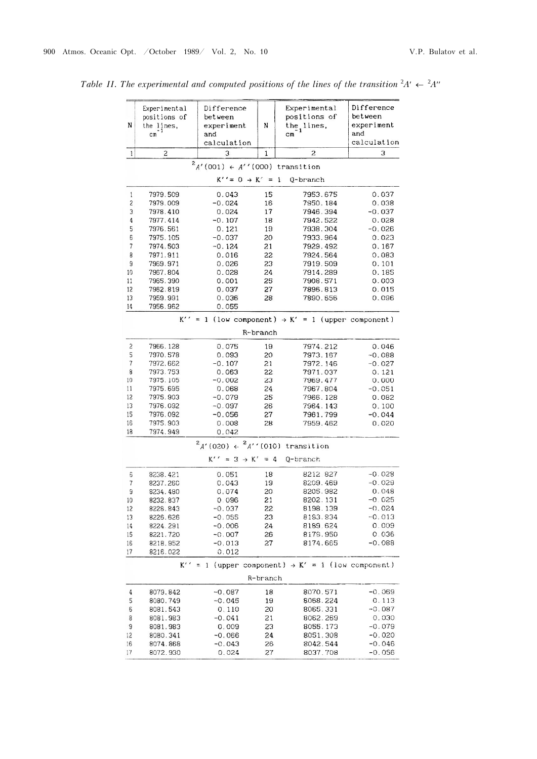*Table II. The experimental and computed positions of the lines of the transition $^2A' \leftarrow {}^2A''$*

| N | Experimental positions of the lines, $cm^{-1}$ | Difference between experiment and calculation | N | Experimental positions of the lines, $cm^{-1}$ | Difference between experiment and calculation |
|---|---|---|---|---|---|
| 1 | 2 | 3 | 1 | 2 | 3 |
| $^2A'(001) \leftarrow A''(000)$ transition | | | | | |
| $K'' = 0 \rightarrow K' = 1$ Q-branch | | | | | |
| 1 | 7979.509 | 0.043 | 15 | 7953.675 | 0.037 |
| 2 | 7979.009 | -0.024 | 16 | 7950.184 | 0.038 |
| 3 | 7978.410 | 0.024 | 17 | 7946.394 | -0.037 |
| 4 | 7977.414 | -0.107 | 18 | 7942.522 | 0.028 |
| 5 | 7976.561 | 0.121 | 19 | 7938.304 | -0.026 |
| 6 | 7975.105 | -0.037 | 20 | 7933.964 | 0.023 |
| 7 | 7974.503 | -0.124 | 21 | 7929.492 | 0.167 |
| 8 | 7971.911 | 0.016 | 22 | 7924.564 | 0.083 |
| 9 | 7969.971 | 0.026 | 23 | 7919.509 | 0.101 |
| 10 | 7967.804 | 0.028 | 24 | 7914.289 | 0.185 |
| 11 | 7965.390 | 0.001 | 25 | 7908.571 | 0.003 |
| 12 | 7962.819 | 0.037 | 27 | 7896.813 | 0.015 |
| 13 | 7959.991 | 0.036 | 28 | 7890.656 | 0.096 |
| 14 | 7956.962 | 0.055 | | | |
| $K'' = 1$ (low component) $\rightarrow K' = 1$ (upper component) R-branch | | | | | |
| 2 | 7966.128 | 0.075 | 19 | 7974.212 | 0.046 |
| 5 | 7970.578 | 0.093 | 20 | 7973.167 | -0.088 |
| 7 | 7972.662 | -0.107 | 21 | 7972.146 | -0.027 |
| 8 | 7973.753 | 0.063 | 22 | 7971.037 | 0.121 |
| 10 | 7975.105 | -0.002 | 23 | 7969.477 | 0.000 |
| 11 | 7975.695 | 0.068 | 24 | 7967.804 | -0.051 |
| 12 | 7975.903 | -0.079 | 25 | 7966.128 | 0.082 |
| 13 | 7976.092 | -0.097 | 26 | 7964.143 | 0.100 |
| 15 | 7976.092 | -0.056 | 27 | 7961.799 | -0.044 |
| 16 | 7975.903 | 0.008 | 28 | 7959.462 | 0.020 |
| 18 | 7974.949 | 0.042 | | | |
| $^2A'(020) \leftarrow {}^2A''(010)$ transition | | | | | |
| $K'' = 3 \rightarrow K' = 4$ Q-branch | | | | | |
| 6 | 8238.421 | 0.051 | 18 | 8212.827 | -0.028 |
| 7 | 8237.260 | 0.043 | 19 | 8209.469 | -0.029 |
| 9 | 8234.480 | 0.074 | 20 | 8205.982 | 0.048 |
| 10 | 8232.837 | 0.096 | 21 | 8202.131 | -0.025 |
| 12 | 8228.843 | -0.037 | 22 | 8198.139 | -0.024 |
| 13 | 8226.626 | -0.055 | 23 | 8193.934 | -0.013 |
| 14 | 8224.291 | -0.006 | 24 | 8189.624 | 0.009 |
| 15 | 8221.720 | -0.007 | 26 | 8179.950 | 0.036 |
| 16 | 8218.952 | -0.013 | 27 | 8174.665 | -0.088 |
| 17 | 8216.022 | 0.012 | | | |
| $K'' = 1$ (upper component) $\rightarrow K' = 1$ (low component) R-branch | | | | | |
| 4 | 8079.842 | -0.087 | 18 | 8070.571 | -0.069 |
| 5 | 8080.749 | -0.045 | 19 | 8068.224 | 0.113 |
| 6 | 8081.543 | 0.110 | 20 | 8065.331 | -0.087 |
| 8 | 8081.983 | -0.041 | 21 | 8062.269 | 0.030 |
| 9 | 8081.983 | 0.009 | 23 | 8055.173 | -0.079 |
| 12 | 8080.341 | -0.066 | 24 | 8051.308 | -0.020 |
| 16 | 8074.868 | -0.043 | 26 | 8042.544 | -0.046 |
| 17 | 8072.930 | 0.024 | 27 | 8037.708 | -0.056 |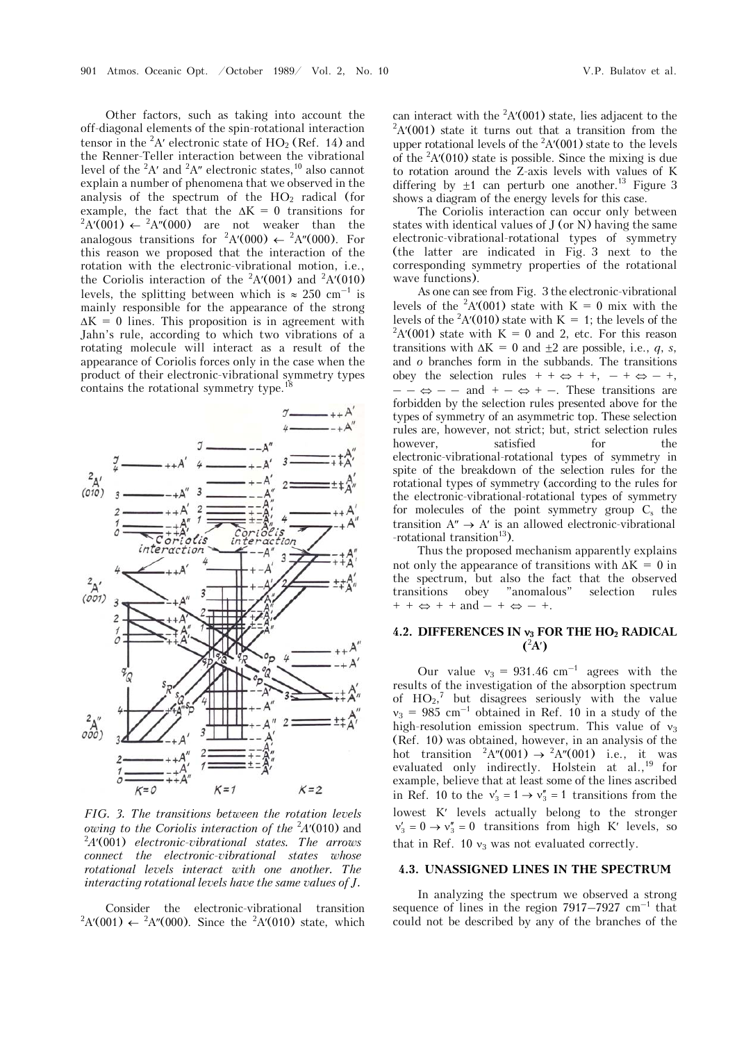Other factors, such as taking into account the off-diagonal elements of the spin-rotational interaction tensor in the $^2A'$ electronic state of $HO_2$ (Ref. 14) and the Renner-Teller interaction between the vibrational level of the $^2A'$ and $^2A''$ electronic states,[10] also cannot explain a number of phenomena that we observed in the analysis of the spectrum of the $HO_2$ radical (for example, the fact that the $\Delta K = 0$ transitions for $^2A'(001) \leftarrow {}^2A''(000)$ are not weaker than the analogous transitions for $^2A'(000) \leftarrow {}^2A''(000)$. For this reason we proposed that the interaction of the rotation with the electronic-vibrational motion, i.e., the Coriolis interaction of the $^2A'(001)$ and $^2A'(010)$ levels, the splitting between which is $\approx 250$ cm$^{-1}$ is mainly responsible for the appearance of the strong $\Delta K = 0$ lines. This proposition is in agreement with Jahn's rule, according to which two vibrations of a rotating molecule will interact as a result of the appearance of Coriolis forces only in the case when the product of their electronic-vibrational symmetry types contains the rotational symmetry type.[18]

*FIG. 3. The transitions between the rotation levels owing to the Coriolis interaction of the $^2A'(010)$ and $^2A'(001)$ electronic-vibrational states. The arrows connect the electronic-vibrational states whose rotational levels interact with one another. The interacting rotational levels have the same values of J.*

Consider the electronic-vibrational transition $^2A'(001) \leftarrow {}^2A''(000)$. Since the $^2A'(010)$ state, which can interact with the $^2A'(001)$ state, lies adjacent to the $^2A'(001)$ state it turns out that a transition from the upper rotational levels of the $^2A'(001)$ state to the levels of the $^2A'(010)$ state is possible. Since the mixing is due to rotation around the Z-axis levels with values of K differing by $\pm 1$ can perturb one another.[13] Figure 3 shows a diagram of the energy levels for this case.

The Coriolis interaction can occur only between states with identical values of J (or N) having the same electronic-vibrational-rotational types of symmetry (the latter are indicated in Fig. 3 next to the corresponding symmetry properties of the rotational wave functions).

As one can see from Fig. 3 the electronic-vibrational levels of the $^2A'(001)$ state with $K = 0$ mix with the levels of the $^2A'(010)$ state with $K = 1$; the levels of the $^2A'(001)$ state with $K = 0$ and 2, etc. For this reason transitions with $\Delta K = 0$ and $\pm 2$ are possible, i.e., *q*, *s*, and *o* branches form in the subbands. The transitions obey the selection rules $+ + \Leftrightarrow + +$, $- + \Leftrightarrow - +$, $- - \Leftrightarrow - -$ and $+ - \Leftrightarrow + -$. These transitions are forbidden by the selection rules presented above for the types of symmetry of an asymmetric top. These selection rules are, however, not strict; but, strict selection rules however, satisfied for the electronic-vibrational-rotational types of symmetry in spite of the breakdown of the selection rules for the rotational types of symmetry (according to the rules for the electronic-vibrational-rotational types of symmetry for molecules of the point symmetry group $C_s$ the transition $A'' \rightarrow A'$ is an allowed electronic-vibrational-rotational transition[13]).

Thus the proposed mechanism apparently explains not only the appearance of transitions with $\Delta K = 0$ in the spectrum, but also the fact that the observed transitions obey "anomalous" selection rules $+ + \Leftrightarrow + +$ and $- + \Leftrightarrow - +$.

### 4.2. DIFFERENCES IN $\nu_3$ FOR THE $HO_2$ RADICAL ($^2A'$)

Our value $\nu_3 = 931.46$ cm$^{-1}$ agrees with the results of the investigation of the absorption spectrum of $HO_2$,[7] but disagrees seriously with the value $\nu_3 = 985$ cm$^{-1}$ obtained in Ref. 10 in a study of the high-resolution emission spectrum. This value of $\nu_3$ (Ref. 10) was obtained, however, in an analysis of the hot transition $^2A''(001) \rightarrow {}^2A''(001)$ i.e., it was evaluated only indirectly. Holstein at al.,[19] for example, believe that at least some of the lines ascribed in Ref. 10 to the $\nu'_3 = 1 \rightarrow \nu''_3 = 1$ transitions from the lowest K' levels actually belong to the stronger $\nu'_3 = 0 \rightarrow \nu''_3 = 0$ transitions from high K' levels, so that in Ref. 10 $\nu_3$ was not evaluated correctly.

### 4.3. UNASSIGNED LINES IN THE SPECTRUM

In analyzing the spectrum we observed a strong sequence of lines in the region 7917–7927 cm$^{-1}$ that could not be described by any of the branches of the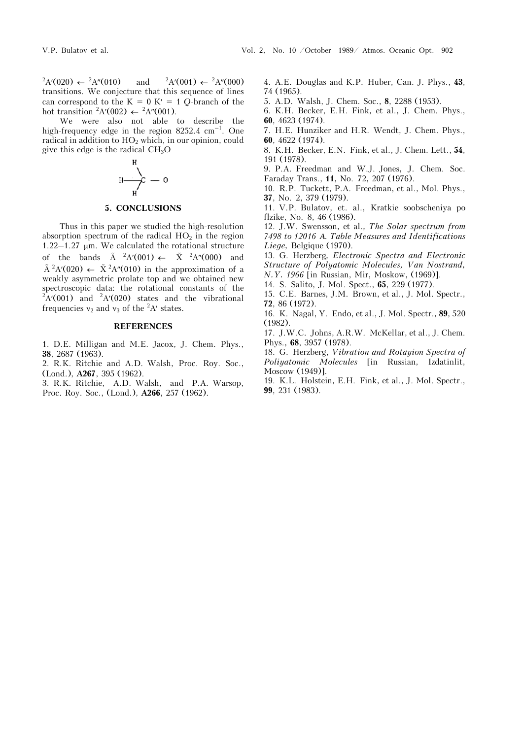$^2A'(020) \leftarrow {}^2A''(010)$ and $^2A'(001) \leftarrow {}^2A''(000)$ transitions. We conjecture that this sequence of lines can correspond to the $K = 0$ $K' = 1$ $Q$-branch of the hot transition $^2A'(002) \leftarrow {}^2A''(001)$.

We were also not able to describe the high-frequency edge in the region 8252.4 $cm^{-1}$. One radical in addition to $HO_2$ which, in our opinion, could give this edge is the radical $CH_3O$

## 5. CONCLUSIONS

Thus in this paper we studied the high-resolution absorption spectrum of the radical $HO_2$ in the region 1.22–1.27 μm. We calculated the rotational structure of the bands $\tilde{A}$ $^2A'(001) \leftarrow$ $\tilde{X}$ $^2A''(000)$ and $\tilde{A}\,^2A'(020) \leftarrow \tilde{X}\,^2A''(010)$ in the approximation of a weakly asymmetric prolate top and we obtained new spectroscopic data: the rotational constants of the $^2A'(001)$ and $^2A'(020)$ states and the vibrational frequencies $\nu_2$ and $\nu_3$ of the $^2A'$ states.

## REFERENCES

1. D.E. Milligan and M.E. Jacox, J. Chem. Phys., **38**, 2687 (1963).
2. R.K. Ritchie and A.D. Walsh, Proc. Roy. Soc., (Lond.), **A267**, 395 (1962).
3. R.K. Ritchie, A.D. Walsh, and P.A. Warsop, Proc. Roy. Soc., (Lond.), **A266**, 257 (1962).
4. A.E. Douglas and K.P. Huber, Can. J. Phys., **43**, 74 (1965).
5. A.D. Walsh, J. Chem. Soc., **8**, 2288 (1953).
6. K.H. Becker, E.H. Fink, et al., J. Chem. Phys., **60**, 4623 (1974).
7. H.E. Hunziker and H.R. Wendt, J. Chem. Phys., **60**, 4622 (1974).
8. K.H. Becker, E.N. Fink, et al., J. Chem. Lett., **54**, 191 (1978).
9. P.A. Freedman and W.J. Jones, J. Chem. Soc. Faraday Trans., **11**, No. 72, 207 (1976).
10. R.P. Tuckett, P.A. Freedman, et al., Mol. Phys., **37**, No. 2, 379 (1979).
11. V.P. Bulatov, et. al., Kratkie soobscheniya po flzike, No. 8, 46 (1986).
12. J.W. Swensson, et al., *The Solar spectrum from 7498 to 12016 A. Table Measures and Identifications Liege,* Belgique (1970).
13. G. Herzberg, *Electronic Spectra and Electronic Structure of Polyatomic Molecules, Van Nostrand, N.Y. 1966* [in Russian, Mir, Moskow, (1969)].
14. S. Salito, J. Mol. Spect., **65**, 229 (1977).
15. C.E. Barnes, J.M. Brown, et al., J. Mol. Spectr., **72**, 86 (1972).
16. K. Nagal, Y. Endo, et al., J. Mol. Spectr., **89**, 520 (1982).
17. J.W.C. Johns, A.R.W. McKellar, et al., J. Chem. Phys., **68**, 3957 (1978).
18. G. Herzberg, *Vibration and Rotayion Spectra of Poliyatomic Molecules* [in Russian, Izdatinlit, Moscow (1949)].
19. K.L. Holstein, E.H. Fink, et al., J. Mol. Spectr., **99**, 231 (1983).